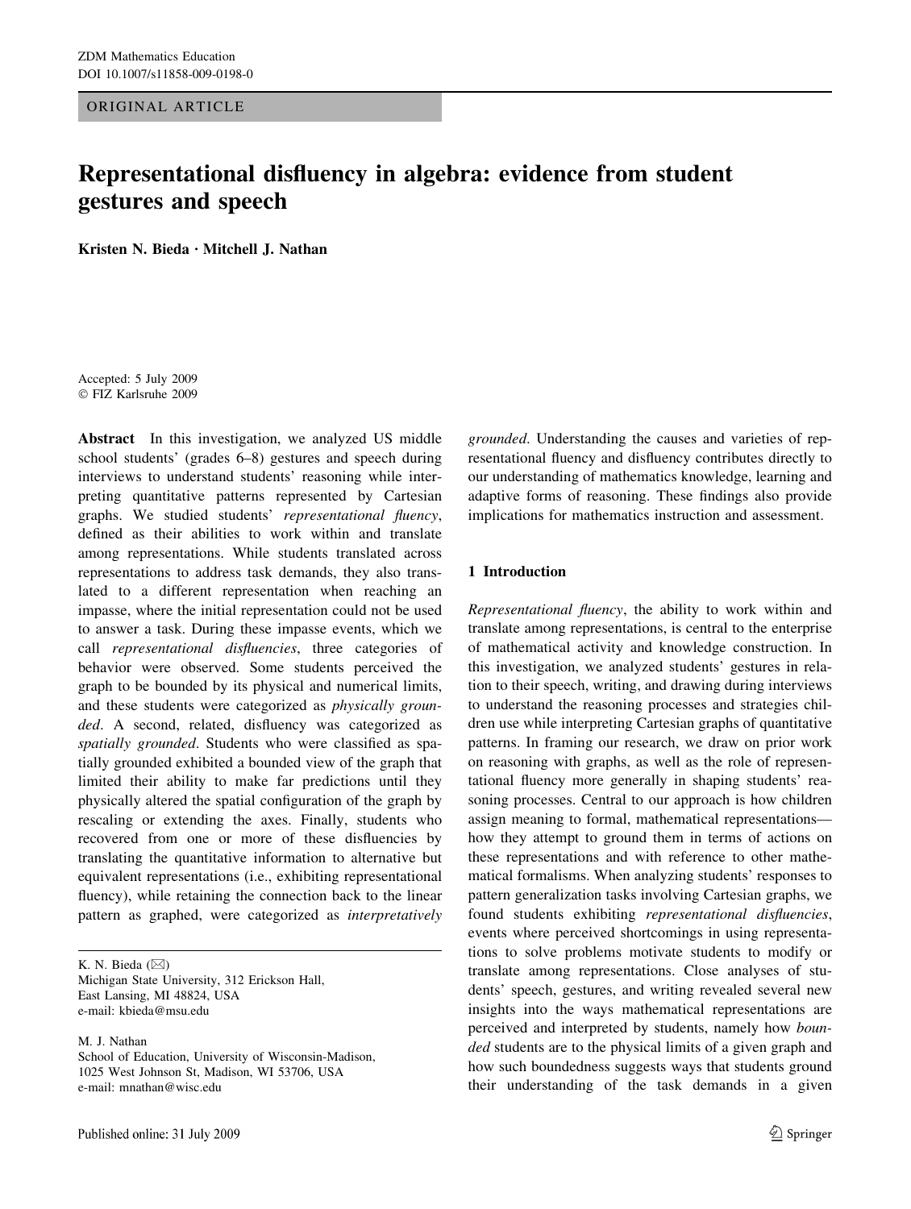ORIGINAL ARTICLE

# Representational disfluency in algebra: evidence from student gestures and speech

**Kristen N. Bieda · Mitchell J. Nathan**

Accepted: 5 July 2009
© FIZ Karlsruhe 2009

**Abstract** In this investigation, we analyzed US middle school students' (grades 6–8) gestures and speech during interviews to understand students' reasoning while interpreting quantitative patterns represented by Cartesian graphs. We studied students' *representational fluency*, defined as their abilities to work within and translate among representations. While students translated across representations to address task demands, they also translated to a different representation when reaching an impasse, where the initial representation could not be used to answer a task. During these impasse events, which we call *representational disfluencies*, three categories of behavior were observed. Some students perceived the graph to be bounded by its physical and numerical limits, and these students were categorized as *physically grounded*. A second, related, disfluency was categorized as *spatially grounded*. Students who were classified as spatially grounded exhibited a bounded view of the graph that limited their ability to make far predictions until they physically altered the spatial configuration of the graph by rescaling or extending the axes. Finally, students who recovered from one or more of these disfluencies by translating the quantitative information to alternative but equivalent representations (i.e., exhibiting representational fluency), while retaining the connection back to the linear pattern as graphed, were categorized as *interpretatively grounded*. Understanding the causes and varieties of representational fluency and disfluency contributes directly to our understanding of mathematics knowledge, learning and adaptive forms of reasoning. These findings also provide implications for mathematics instruction and assessment.

K. N. Bieda (✉)
Michigan State University, 312 Erickson Hall,
East Lansing, MI 48824, USA
e-mail: kbieda@msu.edu

M. J. Nathan
School of Education, University of Wisconsin-Madison,
1025 West Johnson St, Madison, WI 53706, USA
e-mail: mnathan@wisc.edu

## 1 Introduction

*Representational fluency*, the ability to work within and translate among representations, is central to the enterprise of mathematical activity and knowledge construction. In this investigation, we analyzed students' gestures in relation to their speech, writing, and drawing during interviews to understand the reasoning processes and strategies children use while interpreting Cartesian graphs of quantitative patterns. In framing our research, we draw on prior work on reasoning with graphs, as well as the role of representational fluency more generally in shaping students' reasoning processes. Central to our approach is how children assign meaning to formal, mathematical representations—how they attempt to ground them in terms of actions on these representations and with reference to other mathematical formalisms. When analyzing students' responses to pattern generalization tasks involving Cartesian graphs, we found students exhibiting *representational disfluencies*, events where perceived shortcomings in using representations to solve problems motivate students to modify or translate among representations. Close analyses of students' speech, gestures, and writing revealed several new insights into the ways mathematical representations are perceived and interpreted by students, namely how *bounded* students are to the physical limits of a given graph and how such boundedness suggests ways that students ground their understanding of the task demands in a given

Published online: 31 July 2009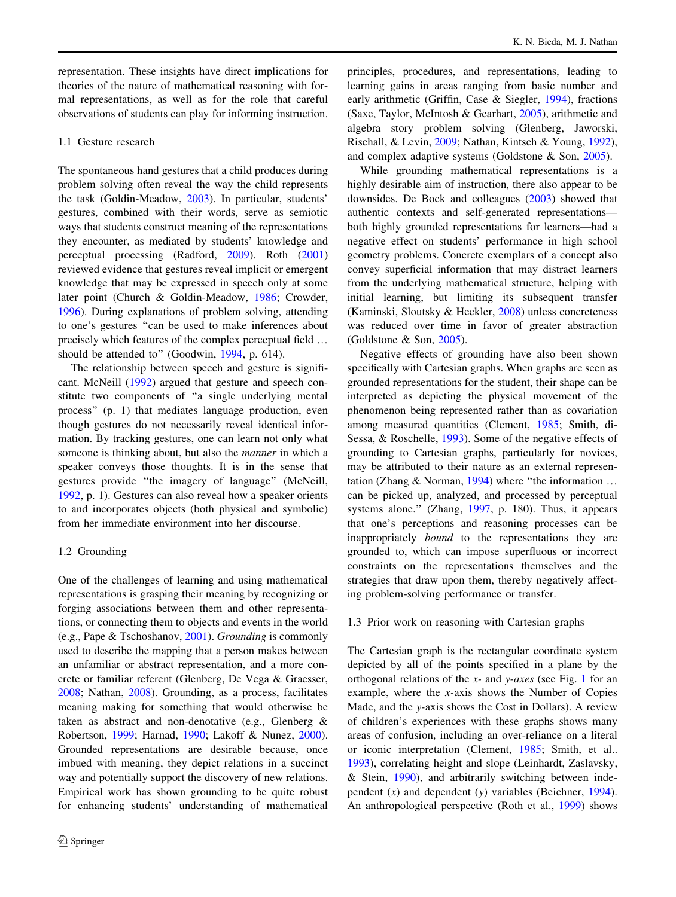representation. These insights have direct implications for theories of the nature of mathematical reasoning with formal representations, as well as for the role that careful observations of students can play for informing instruction.

### 1.1 Gesture research

The spontaneous hand gestures that a child produces during problem solving often reveal the way the child represents the task (Goldin-Meadow, 2003). In particular, students' gestures, combined with their words, serve as semiotic ways that students construct meaning of the representations they encounter, as mediated by students' knowledge and perceptual processing (Radford, 2009). Roth (2001) reviewed evidence that gestures reveal implicit or emergent knowledge that may be expressed in speech only at some later point (Church & Goldin-Meadow, 1986; Crowder, 1996). During explanations of problem solving, attending to one's gestures "can be used to make inferences about precisely which features of the complex perceptual field … should be attended to" (Goodwin, 1994, p. 614).

The relationship between speech and gesture is significant. McNeill (1992) argued that gesture and speech constitute two components of "a single underlying mental process" (p. 1) that mediates language production, even though gestures do not necessarily reveal identical information. By tracking gestures, one can learn not only what someone is thinking about, but also the *manner* in which a speaker conveys those thoughts. It is in the sense that gestures provide "the imagery of language" (McNeill, 1992, p. 1). Gestures can also reveal how a speaker orients to and incorporates objects (both physical and symbolic) from her immediate environment into her discourse.

### 1.2 Grounding

One of the challenges of learning and using mathematical representations is grasping their meaning by recognizing or forging associations between them and other representations, or connecting them to objects and events in the world (e.g., Pape & Tschoshanov, 2001). *Grounding* is commonly used to describe the mapping that a person makes between an unfamiliar or abstract representation, and a more concrete or familiar referent (Glenberg, De Vega & Graesser, 2008; Nathan, 2008). Grounding, as a process, facilitates meaning making for something that would otherwise be taken as abstract and non-denotative (e.g., Glenberg & Robertson, 1999; Harnad, 1990; Lakoff & Nunez, 2000). Grounded representations are desirable because, once imbued with meaning, they depict relations in a succinct way and potentially support the discovery of new relations. Empirical work has shown grounding to be quite robust for enhancing students' understanding of mathematical principles, procedures, and representations, leading to learning gains in areas ranging from basic number and early arithmetic (Griffin, Case & Siegler, 1994), fractions (Saxe, Taylor, McIntosh & Gearhart, 2005), arithmetic and algebra story problem solving (Glenberg, Jaworski, Rischall, & Levin, 2009; Nathan, Kintsch & Young, 1992), and complex adaptive systems (Goldstone & Son, 2005).

While grounding mathematical representations is a highly desirable aim of instruction, there also appear to be downsides. De Bock and colleagues (2003) showed that authentic contexts and self-generated representations—both highly grounded representations for learners—had a negative effect on students' performance in high school geometry problems. Concrete exemplars of a concept also convey superficial information that may distract learners from the underlying mathematical structure, helping with initial learning, but limiting its subsequent transfer (Kaminski, Sloutsky & Heckler, 2008) unless concreteness was reduced over time in favor of greater abstraction (Goldstone & Son, 2005).

Negative effects of grounding have also been shown specifically with Cartesian graphs. When graphs are seen as grounded representations for the student, their shape can be interpreted as depicting the physical movement of the phenomenon being represented rather than as covariation among measured quantities (Clement, 1985; Smith, diSessa, & Roschelle, 1993). Some of the negative effects of grounding to Cartesian graphs, particularly for novices, may be attributed to their nature as an external representation (Zhang & Norman, 1994) where "the information … can be picked up, analyzed, and processed by perceptual systems alone." (Zhang, 1997, p. 180). Thus, it appears that one's perceptions and reasoning processes can be inappropriately *bound* to the representations they are grounded to, which can impose superfluous or incorrect constraints on the representations themselves and the strategies that draw upon them, thereby negatively affecting problem-solving performance or transfer.

### 1.3 Prior work on reasoning with Cartesian graphs

The Cartesian graph is the rectangular coordinate system depicted by all of the points specified in a plane by the orthogonal relations of the *x*- and *y-axes* (see Fig. 1 for an example, where the *x*-axis shows the Number of Copies Made, and the *y*-axis shows the Cost in Dollars). A review of children's experiences with these graphs shows many areas of confusion, including an over-reliance on a literal or iconic interpretation (Clement, 1985; Smith, et al.. 1993), correlating height and slope (Leinhardt, Zaslavsky, & Stein, 1990), and arbitrarily switching between independent ($x$) and dependent ($y$) variables (Beichner, 1994). An anthropological perspective (Roth et al., 1999) shows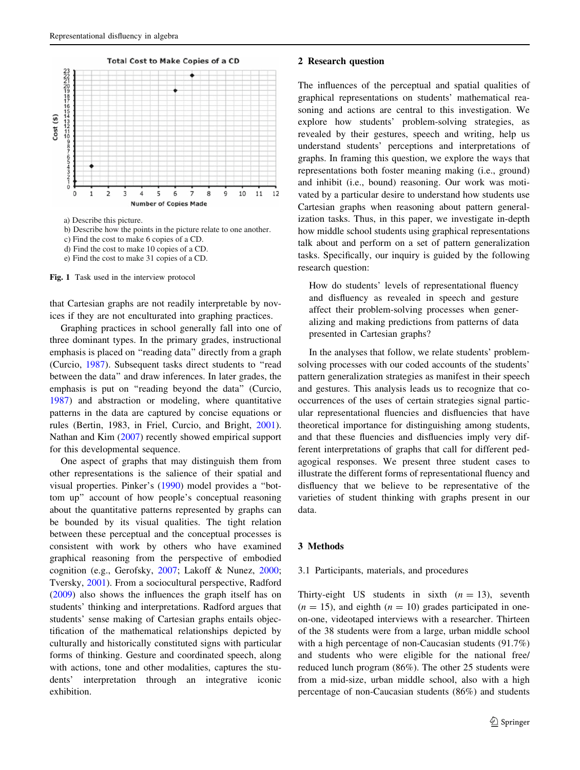a) Describe this picture.
b) Describe how the points in the picture relate to one another.
c) Find the cost to make 6 copies of a CD.
d) Find the cost to make 10 copies of a CD.
e) Find the cost to make 31 copies of a CD.

**Fig. 1** Task used in the interview protocol

that Cartesian graphs are not readily interpretable by novices if they are not enculturated into graphing practices.

Graphing practices in school generally fall into one of three dominant types. In the primary grades, instructional emphasis is placed on "reading data" directly from a graph (Curcio, 1987). Subsequent tasks direct students to "read between the data" and draw inferences. In later grades, the emphasis is put on "reading beyond the data" (Curcio, 1987) and abstraction or modeling, where quantitative patterns in the data are captured by concise equations or rules (Bertin, 1983, in Friel, Curcio, and Bright, 2001). Nathan and Kim (2007) recently showed empirical support for this developmental sequence.

One aspect of graphs that may distinguish them from other representations is the salience of their spatial and visual properties. Pinker's (1990) model provides a "bottom up" account of how people's conceptual reasoning about the quantitative patterns represented by graphs can be bounded by its visual qualities. The tight relation between these perceptual and the conceptual processes is consistent with work by others who have examined graphical reasoning from the perspective of embodied cognition (e.g., Gerofsky, 2007; Lakoff & Nunez, 2000; Tversky, 2001). From a sociocultural perspective, Radford (2009) also shows the influences the graph itself has on students' thinking and interpretations. Radford argues that students' sense making of Cartesian graphs entails objectification of the mathematical relationships depicted by culturally and historically constituted signs with particular forms of thinking. Gesture and coordinated speech, along with actions, tone and other modalities, captures the students' interpretation through an integrative iconic exhibition.

## 2 Research question

The influences of the perceptual and spatial qualities of graphical representations on students' mathematical reasoning and actions are central to this investigation. We explore how students' problem-solving strategies, as revealed by their gestures, speech and writing, help us understand students' perceptions and interpretations of graphs. In framing this question, we explore the ways that representations both foster meaning making (i.e., ground) and inhibit (i.e., bound) reasoning. Our work was motivated by a particular desire to understand how students use Cartesian graphs when reasoning about pattern generalization tasks. Thus, in this paper, we investigate in-depth how middle school students using graphical representations talk about and perform on a set of pattern generalization tasks. Specifically, our inquiry is guided by the following research question:

> How do students' levels of representational fluency and disfluency as revealed in speech and gesture affect their problem-solving processes when generalizing and making predictions from patterns of data presented in Cartesian graphs?

In the analyses that follow, we relate students' problem-solving processes with our coded accounts of the students' pattern generalization strategies as manifest in their speech and gestures. This analysis leads us to recognize that co-occurrences of the uses of certain strategies signal particular representational fluencies and disfluencies that have theoretical importance for distinguishing among students, and that these fluencies and disfluencies imply very different interpretations of graphs that call for different pedagogical responses. We present three student cases to illustrate the different forms of representational fluency and disfluency that we believe to be representative of the varieties of student thinking with graphs present in our data.

## 3 Methods

### 3.1 Participants, materials, and procedures

Thirty-eight US students in sixth ($n = 13$), seventh ($n = 15$), and eighth ($n = 10$) grades participated in one-on-one, videotaped interviews with a researcher. Thirteen of the 38 students were from a large, urban middle school with a high percentage of non-Caucasian students (91.7%) and students who were eligible for the national free/reduced lunch program (86%). The other 25 students were from a mid-size, urban middle school, also with a high percentage of non-Caucasian students (86%) and students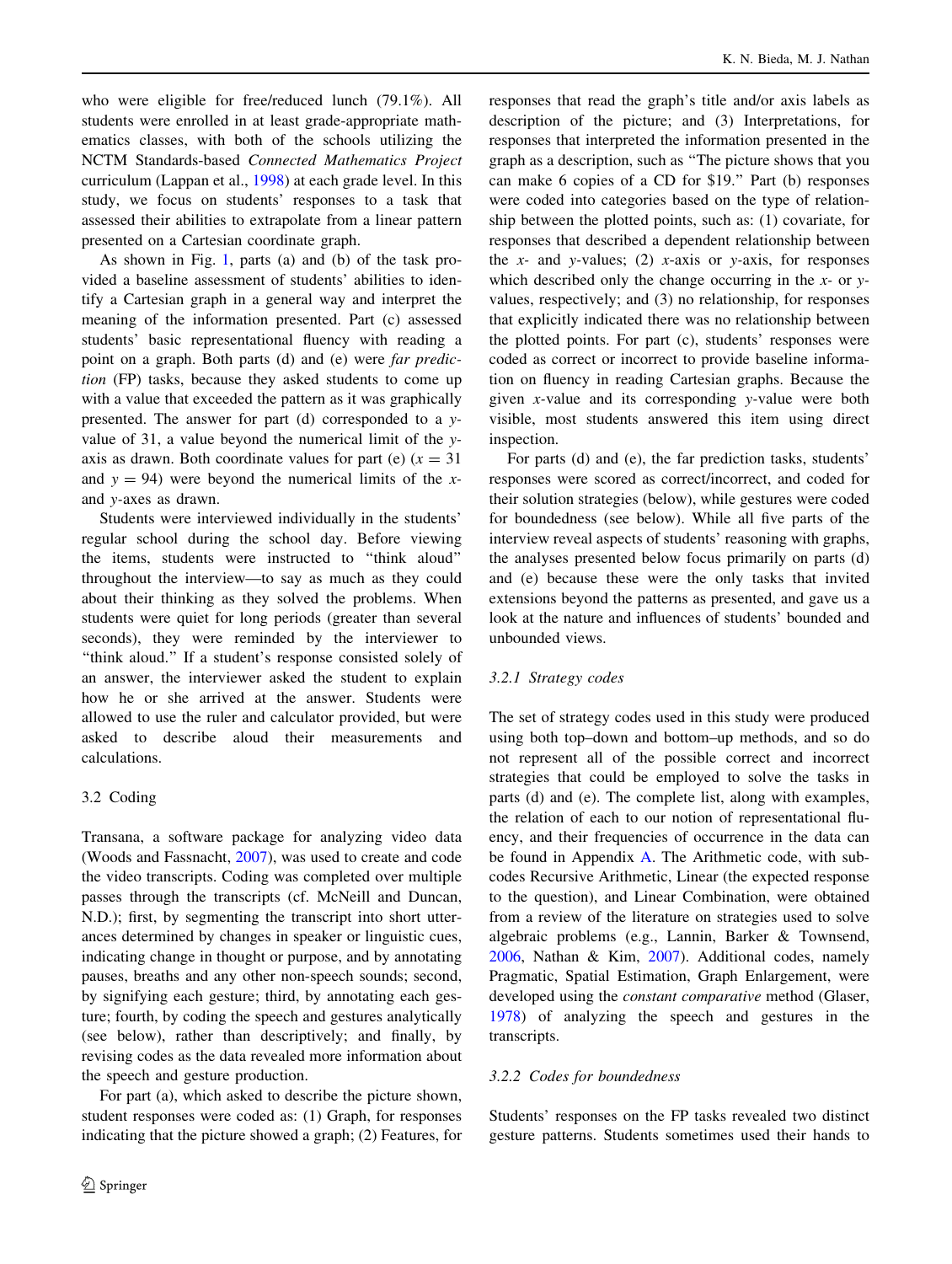who were eligible for free/reduced lunch (79.1%). All students were enrolled in at least grade-appropriate mathematics classes, with both of the schools utilizing the NCTM Standards-based *Connected Mathematics Project* curriculum (Lappan et al., 1998) at each grade level. In this study, we focus on students' responses to a task that assessed their abilities to extrapolate from a linear pattern presented on a Cartesian coordinate graph.

As shown in Fig. 1, parts (a) and (b) of the task provided a baseline assessment of students' abilities to identify a Cartesian graph in a general way and interpret the meaning of the information presented. Part (c) assessed students' basic representational fluency with reading a point on a graph. Both parts (d) and (e) were *far prediction* (FP) tasks, because they asked students to come up with a value that exceeded the pattern as it was graphically presented. The answer for part (d) corresponded to a $y$-value of 31, a value beyond the numerical limit of the $y$-axis as drawn. Both coordinate values for part (e) ($x = 31$ and $y = 94$) were beyond the numerical limits of the $x$- and $y$-axes as drawn.

Students were interviewed individually in the students' regular school during the school day. Before viewing the items, students were instructed to "think aloud" throughout the interview—to say as much as they could about their thinking as they solved the problems. When students were quiet for long periods (greater than several seconds), they were reminded by the interviewer to "think aloud." If a student's response consisted solely of an answer, the interviewer asked the student to explain how he or she arrived at the answer. Students were allowed to use the ruler and calculator provided, but were asked to describe aloud their measurements and calculations.

## 3.2 Coding

Transana, a software package for analyzing video data (Woods and Fassnacht, 2007), was used to create and code the video transcripts. Coding was completed over multiple passes through the transcripts (cf. McNeill and Duncan, N.D.); first, by segmenting the transcript into short utterances determined by changes in speaker or linguistic cues, indicating change in thought or purpose, and by annotating pauses, breaths and any other non-speech sounds; second, by signifying each gesture; third, by annotating each gesture; fourth, by coding the speech and gestures analytically (see below), rather than descriptively; and finally, by revising codes as the data revealed more information about the speech and gesture production.

For part (a), which asked to describe the picture shown, student responses were coded as: (1) Graph, for responses indicating that the picture showed a graph; (2) Features, for responses that read the graph's title and/or axis labels as description of the picture; and (3) Interpretations, for responses that interpreted the information presented in the graph as a description, such as "The picture shows that you can make 6 copies of a CD for \$19." Part (b) responses were coded into categories based on the type of relationship between the plotted points, such as: (1) covariate, for responses that described a dependent relationship between the $x$- and $y$-values; (2) $x$-axis or $y$-axis, for responses which described only the change occurring in the $x$- or $y$-values, respectively; and (3) no relationship, for responses that explicitly indicated there was no relationship between the plotted points. For part (c), students' responses were coded as correct or incorrect to provide baseline information on fluency in reading Cartesian graphs. Because the given $x$-value and its corresponding $y$-value were both visible, most students answered this item using direct inspection.

For parts (d) and (e), the far prediction tasks, students' responses were scored as correct/incorrect, and coded for their solution strategies (below), while gestures were coded for boundedness (see below). While all five parts of the interview reveal aspects of students' reasoning with graphs, the analyses presented below focus primarily on parts (d) and (e) because these were the only tasks that invited extensions beyond the patterns as presented, and gave us a look at the nature and influences of students' bounded and unbounded views.

### 3.2.1 Strategy codes

The set of strategy codes used in this study were produced using both top–down and bottom–up methods, and so do not represent all of the possible correct and incorrect strategies that could be employed to solve the tasks in parts (d) and (e). The complete list, along with examples, the relation of each to our notion of representational fluency, and their frequencies of occurrence in the data can be found in Appendix A. The Arithmetic code, with subcodes Recursive Arithmetic, Linear (the expected response to the question), and Linear Combination, were obtained from a review of the literature on strategies used to solve algebraic problems (e.g., Lannin, Barker & Townsend, 2006, Nathan & Kim, 2007). Additional codes, namely Pragmatic, Spatial Estimation, Graph Enlargement, were developed using the *constant comparative* method (Glaser, 1978) of analyzing the speech and gestures in the transcripts.

### 3.2.2 Codes for boundedness

Students' responses on the FP tasks revealed two distinct gesture patterns. Students sometimes used their hands to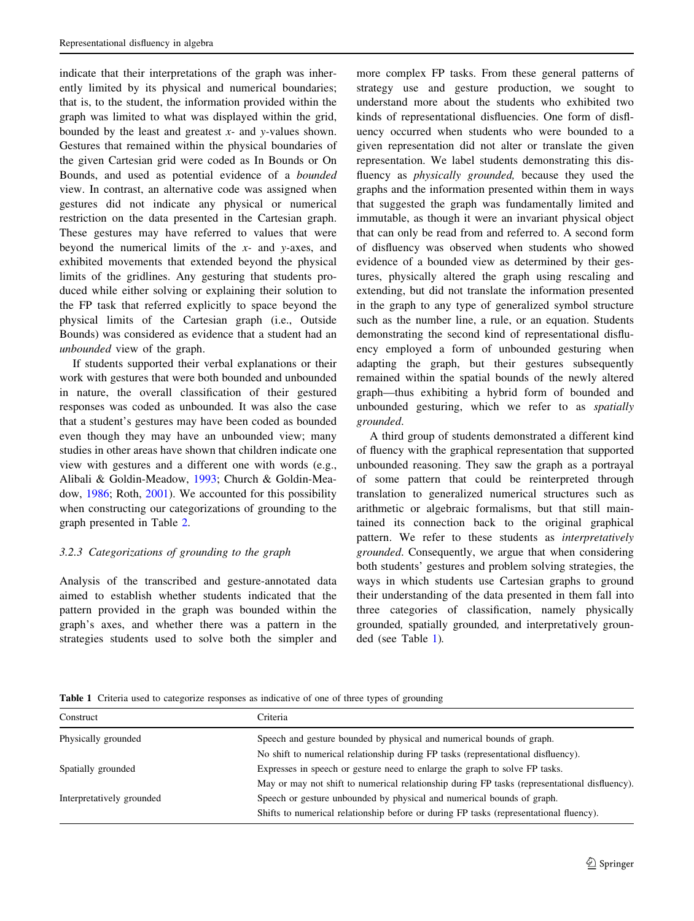indicate that their interpretations of the graph was inherently limited by its physical and numerical boundaries; that is, to the student, the information provided within the graph was limited to what was displayed within the grid, bounded by the least and greatest $x$- and $y$-values shown. Gestures that remained within the physical boundaries of the given Cartesian grid were coded as In Bounds or On Bounds, and used as potential evidence of a *bounded* view. In contrast, an alternative code was assigned when gestures did not indicate any physical or numerical restriction on the data presented in the Cartesian graph. These gestures may have referred to values that were beyond the numerical limits of the $x$- and $y$-axes, and exhibited movements that extended beyond the physical limits of the gridlines. Any gesturing that students produced while either solving or explaining their solution to the FP task that referred explicitly to space beyond the physical limits of the Cartesian graph (i.e., Outside Bounds) was considered as evidence that a student had an *unbounded* view of the graph.

If students supported their verbal explanations or their work with gestures that were both bounded and unbounded in nature, the overall classification of their gestured responses was coded as unbounded. It was also the case that a student's gestures may have been coded as bounded even though they may have an unbounded view; many studies in other areas have shown that children indicate one view with gestures and a different one with words (e.g., Alibali & Goldin-Meadow, 1993; Church & Goldin-Meadow, 1986; Roth, 2001). We accounted for this possibility when constructing our categorizations of grounding to the graph presented in Table 2.

### 3.2.3 Categorizations of grounding to the graph

Analysis of the transcribed and gesture-annotated data aimed to establish whether students indicated that the pattern provided in the graph was bounded within the graph's axes, and whether there was a pattern in the strategies students used to solve both the simpler and more complex FP tasks. From these general patterns of strategy use and gesture production, we sought to understand more about the students who exhibited two kinds of representational disfluencies. One form of disfluency occurred when students who were bounded to a given representation did not alter or translate the given representation. We label students demonstrating this disfluency as *physically grounded,* because they used the graphs and the information presented within them in ways that suggested the graph was fundamentally limited and immutable, as though it were an invariant physical object that can only be read from and referred to. A second form of disfluency was observed when students who showed evidence of a bounded view as determined by their gestures, physically altered the graph using rescaling and extending, but did not translate the information presented in the graph to any type of generalized symbol structure such as the number line, a rule, or an equation. Students demonstrating the second kind of representational disfluency employed a form of unbounded gesturing when adapting the graph, but their gestures subsequently remained within the spatial bounds of the newly altered graph—thus exhibiting a hybrid form of bounded and unbounded gesturing, which we refer to as *spatially grounded*.

A third group of students demonstrated a different kind of fluency with the graphical representation that supported unbounded reasoning. They saw the graph as a portrayal of some pattern that could be reinterpreted through translation to generalized numerical structures such as arithmetic or algebraic formalisms, but that still maintained its connection back to the original graphical pattern. We refer to these students as *interpretatively grounded*. Consequently, we argue that when considering both students' gestures and problem solving strategies, the ways in which students use Cartesian graphs to ground their understanding of the data presented in them fall into three categories of classification, namely physically grounded, spatially grounded, and interpretatively grounded (see Table 1).

**Table 1** Criteria used to categorize responses as indicative of one of three types of grounding

| Construct | Criteria |
|---|---|
| Physically grounded | Speech and gesture bounded by physical and numerical bounds of graph. |
| | No shift to numerical relationship during FP tasks (representational disfluency). |
| Spatially grounded | Expresses in speech or gesture need to enlarge the graph to solve FP tasks. |
| | May or may not shift to numerical relationship during FP tasks (representational disfluency). |
| Interpretatively grounded | Speech or gesture unbounded by physical and numerical bounds of graph. |
| | Shifts to numerical relationship before or during FP tasks (representational fluency). |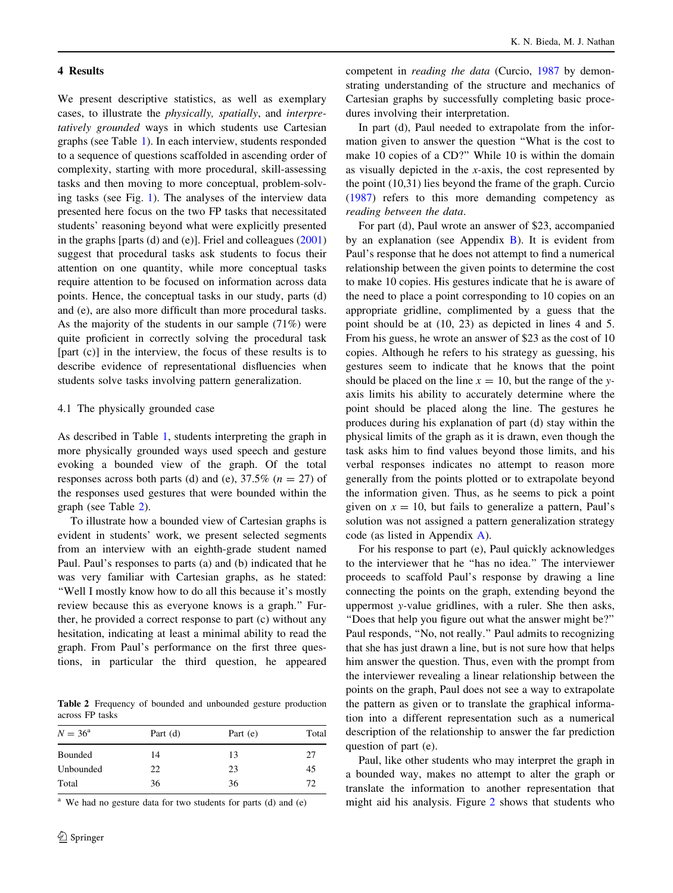## 4 Results

We present descriptive statistics, as well as exemplary cases, to illustrate the *physically, spatially*, and *interpretatively grounded* ways in which students use Cartesian graphs (see Table 1). In each interview, students responded to a sequence of questions scaffolded in ascending order of complexity, starting with more procedural, skill-assessing tasks and then moving to more conceptual, problem-solving tasks (see Fig. 1). The analyses of the interview data presented here focus on the two FP tasks that necessitated students' reasoning beyond what were explicitly presented in the graphs [parts (d) and (e)]. Friel and colleagues (2001) suggest that procedural tasks ask students to focus their attention on one quantity, while more conceptual tasks require attention to be focused on information across data points. Hence, the conceptual tasks in our study, parts (d) and (e), are also more difficult than more procedural tasks. As the majority of the students in our sample (71%) were quite proficient in correctly solving the procedural task [part (c)] in the interview, the focus of these results is to describe evidence of representational disfluencies when students solve tasks involving pattern generalization.

### 4.1 The physically grounded case

As described in Table 1, students interpreting the graph in more physically grounded ways used speech and gesture evoking a bounded view of the graph. Of the total responses across both parts (d) and (e), 37.5% ($n = 27$) of the responses used gestures that were bounded within the graph (see Table 2).

To illustrate how a bounded view of Cartesian graphs is evident in students' work, we present selected segments from an interview with an eighth-grade student named Paul. Paul's responses to parts (a) and (b) indicated that he was very familiar with Cartesian graphs, as he stated: "Well I mostly know how to do all this because it's mostly review because this as everyone knows is a graph." Further, he provided a correct response to part (c) without any hesitation, indicating at least a minimal ability to read the graph. From Paul's performance on the first three questions, in particular the third question, he appeared competent in *reading the data* (Curcio, 1987 by demonstrating understanding of the structure and mechanics of Cartesian graphs by successfully completing basic procedures involving their interpretation.

**Table 2** Frequency of bounded and unbounded gesture production across FP tasks

| $N = 36$[a] | Part (d) | Part (e) | Total |
|---|---|---|---|
| Bounded | 14 | 13 | 27 |
| Unbounded | 22 | 23 | 45 |
| Total | 36 | 36 | 72 |

[a] We had no gesture data for two students for parts (d) and (e)

In part (d), Paul needed to extrapolate from the information given to answer the question "What is the cost to make 10 copies of a CD?" While 10 is within the domain as visually depicted in the *x*-axis, the cost represented by the point (10,31) lies beyond the frame of the graph. Curcio (1987) refers to this more demanding competency as *reading between the data*.

For part (d), Paul wrote an answer of $23, accompanied by an explanation (see Appendix B). It is evident from Paul's response that he does not attempt to find a numerical relationship between the given points to determine the cost to make 10 copies. His gestures indicate that he is aware of the need to place a point corresponding to 10 copies on an appropriate gridline, complimented by a guess that the point should be at (10, 23) as depicted in lines 4 and 5. From his guess, he wrote an answer of $23 as the cost of 10 copies. Although he refers to his strategy as guessing, his gestures seem to indicate that he knows that the point should be placed on the line $x = 10$, but the range of the *y*-axis limits his ability to accurately determine where the point should be placed along the line. The gestures he produces during his explanation of part (d) stay within the physical limits of the graph as it is drawn, even though the task asks him to find values beyond those limits, and his verbal responses indicates no attempt to reason more generally from the points plotted or to extrapolate beyond the information given. Thus, as he seems to pick a point given on $x = 10$, but fails to generalize a pattern, Paul's solution was not assigned a pattern generalization strategy code (as listed in Appendix A).

For his response to part (e), Paul quickly acknowledges to the interviewer that he "has no idea." The interviewer proceeds to scaffold Paul's response by drawing a line connecting the points on the graph, extending beyond the uppermost *y*-value gridlines, with a ruler. She then asks, "Does that help you figure out what the answer might be?" Paul responds, "No, not really." Paul admits to recognizing that she has just drawn a line, but is not sure how that helps him answer the question. Thus, even with the prompt from the interviewer revealing a linear relationship between the points on the graph, Paul does not see a way to extrapolate the pattern as given or to translate the graphical information into a different representation such as a numerical description of the relationship to answer the far prediction question of part (e).

Paul, like other students who may interpret the graph in a bounded way, makes no attempt to alter the graph or translate the information to another representation that might aid his analysis. Figure 2 shows that students who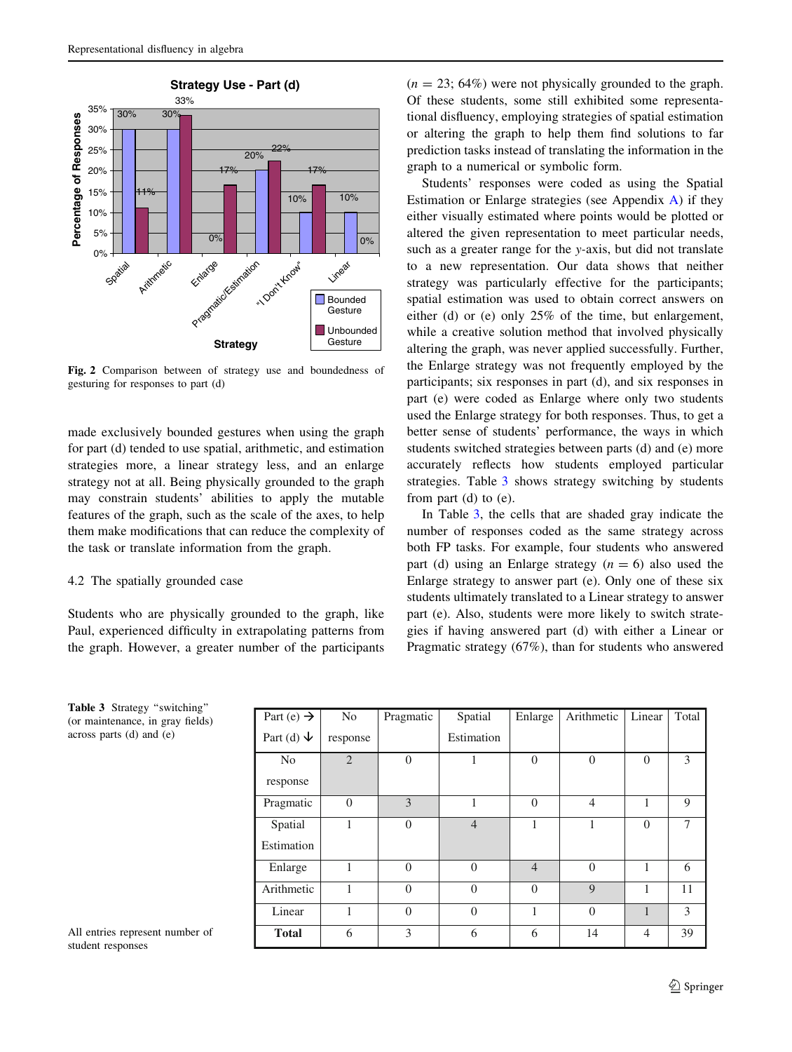Fig. 2 Comparison between of strategy use and boundedness of gesturing for responses to part (d)

made exclusively bounded gestures when using the graph for part (d) tended to use spatial, arithmetic, and estimation strategies more, a linear strategy less, and an enlarge strategy not at all. Being physically grounded to the graph may constrain students' abilities to apply the mutable features of the graph, such as the scale of the axes, to help them make modifications that can reduce the complexity of the task or translate information from the graph.

### 4.2 The spatially grounded case

Students who are physically grounded to the graph, like Paul, experienced difficulty in extrapolating patterns from the graph. However, a greater number of the participants ($n = 23$; 64%) were not physically grounded to the graph. Of these students, some still exhibited some representational disfluency, employing strategies of spatial estimation or altering the graph to help them find solutions to far prediction tasks instead of translating the information in the graph to a numerical or symbolic form.

Students' responses were coded as using the Spatial Estimation or Enlarge strategies (see Appendix A) if they either visually estimated where points would be plotted or altered the given representation to meet particular needs, such as a greater range for the $y$-axis, but did not translate to a new representation. Our data shows that neither strategy was particularly effective for the participants; spatial estimation was used to obtain correct answers on either (d) or (e) only 25% of the time, but enlargement, while a creative solution method that involved physically altering the graph, was never applied successfully. Further, the Enlarge strategy was not frequently employed by the participants; six responses in part (d), and six responses in part (e) were coded as Enlarge where only two students used the Enlarge strategy for both responses. Thus, to get a better sense of students' performance, the ways in which students switched strategies between parts (d) and (e) more accurately reflects how students employed particular strategies. Table 3 shows strategy switching by students from part (d) to (e).

In Table 3, the cells that are shaded gray indicate the number of responses coded as the same strategy across both FP tasks. For example, four students who answered part (d) using an Enlarge strategy ($n = 6$) also used the Enlarge strategy to answer part (e). Only one of these six students ultimately translated to a Linear strategy to answer part (e). Also, students were more likely to switch strategies if having answered part (d) with either a Linear or Pragmatic strategy (67%), than for students who answered

**Table 3** Strategy "switching" (or maintenance, in gray fields) across parts (d) and (e)

| Part (e) → / Part (d) ↓ | No response | Pragmatic | Spatial Estimation | Enlarge | Arithmetic | Linear | Total |
|---|---|---|---|---|---|---|---|
| No response | 2 | 0 | 1 | 0 | 0 | 0 | 3 |
| Pragmatic | 0 | 3 | 1 | 0 | 4 | 1 | 9 |
| Spatial Estimation | 1 | 0 | 4 | 1 | 1 | 0 | 7 |
| Enlarge | 1 | 0 | 0 | 4 | 0 | 1 | 6 |
| Arithmetic | 1 | 0 | 0 | 0 | 9 | 1 | 11 |
| Linear | 1 | 0 | 0 | 1 | 0 | 1 | 3 |
| **Total** | 6 | 3 | 6 | 6 | 14 | 4 | 39 |

All entries represent number of student responses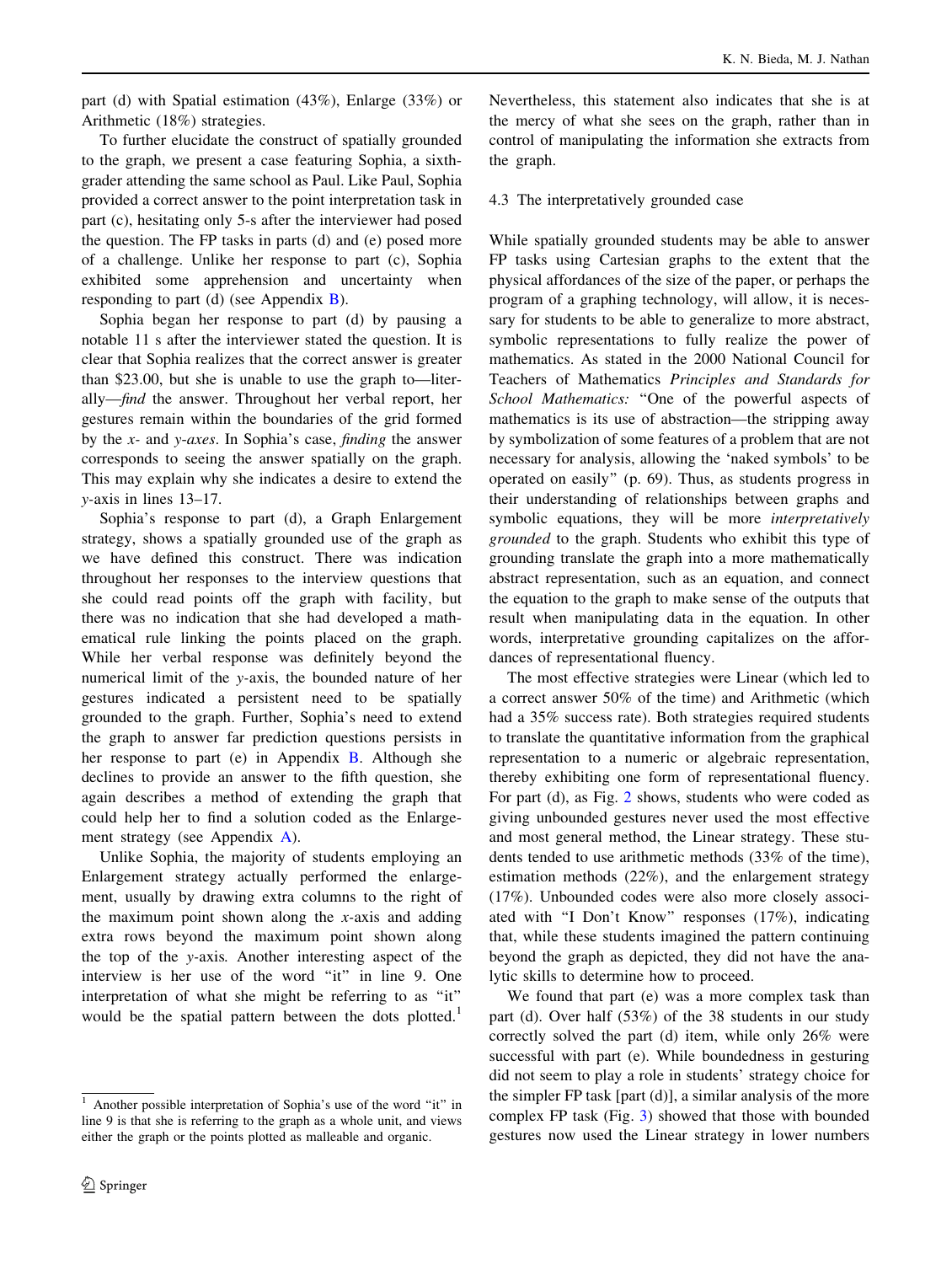part (d) with Spatial estimation (43%), Enlarge (33%) or Arithmetic (18%) strategies.

To further elucidate the construct of spatially grounded to the graph, we present a case featuring Sophia, a sixth-grader attending the same school as Paul. Like Paul, Sophia provided a correct answer to the point interpretation task in part (c), hesitating only 5-s after the interviewer had posed the question. The FP tasks in parts (d) and (e) posed more of a challenge. Unlike her response to part (c), Sophia exhibited some apprehension and uncertainty when responding to part (d) (see Appendix B).

Sophia began her response to part (d) by pausing a notable 11 s after the interviewer stated the question. It is clear that Sophia realizes that the correct answer is greater than $23.00, but she is unable to use the graph to—literally—*find* the answer. Throughout her verbal report, her gestures remain within the boundaries of the grid formed by the *x*- and *y-axes*. In Sophia's case, *finding* the answer corresponds to seeing the answer spatially on the graph. This may explain why she indicates a desire to extend the *y*-axis in lines 13–17.

Sophia's response to part (d), a Graph Enlargement strategy, shows a spatially grounded use of the graph as we have defined this construct. There was indication throughout her responses to the interview questions that she could read points off the graph with facility, but there was no indication that she had developed a mathematical rule linking the points placed on the graph. While her verbal response was definitely beyond the numerical limit of the *y*-axis, the bounded nature of her gestures indicated a persistent need to be spatially grounded to the graph. Further, Sophia's need to extend the graph to answer far prediction questions persists in her response to part (e) in Appendix B. Although she declines to provide an answer to the fifth question, she again describes a method of extending the graph that could help her to find a solution coded as the Enlargement strategy (see Appendix A).

Unlike Sophia, the majority of students employing an Enlargement strategy actually performed the enlargement, usually by drawing extra columns to the right of the maximum point shown along the *x*-axis and adding extra rows beyond the maximum point shown along the top of the *y*-axis. Another interesting aspect of the interview is her use of the word "it" in line 9. One interpretation of what she might be referring to as "it" would be the spatial pattern between the dots plotted.[1] Nevertheless, this statement also indicates that she is at the mercy of what she sees on the graph, rather than in control of manipulating the information she extracts from the graph.

[1] Another possible interpretation of Sophia's use of the word "it" in line 9 is that she is referring to the graph as a whole unit, and views either the graph or the points plotted as malleable and organic.

### 4.3 The interpretatively grounded case

While spatially grounded students may be able to answer FP tasks using Cartesian graphs to the extent that the physical affordances of the size of the paper, or perhaps the program of a graphing technology, will allow, it is necessary for students to be able to generalize to more abstract, symbolic representations to fully realize the power of mathematics. As stated in the 2000 National Council for Teachers of Mathematics *Principles and Standards for School Mathematics:* "One of the powerful aspects of mathematics is its use of abstraction—the stripping away by symbolization of some features of a problem that are not necessary for analysis, allowing the 'naked symbols' to be operated on easily" (p. 69). Thus, as students progress in their understanding of relationships between graphs and symbolic equations, they will be more *interpretatively grounded* to the graph. Students who exhibit this type of grounding translate the graph into a more mathematically abstract representation, such as an equation, and connect the equation to the graph to make sense of the outputs that result when manipulating data in the equation. In other words, interpretative grounding capitalizes on the affordances of representational fluency.

The most effective strategies were Linear (which led to a correct answer 50% of the time) and Arithmetic (which had a 35% success rate). Both strategies required students to translate the quantitative information from the graphical representation to a numeric or algebraic representation, thereby exhibiting one form of representational fluency. For part (d), as Fig. 2 shows, students who were coded as giving unbounded gestures never used the most effective and most general method, the Linear strategy. These students tended to use arithmetic methods (33% of the time), estimation methods (22%), and the enlargement strategy (17%). Unbounded codes were also more closely associated with "I Don't Know" responses (17%), indicating that, while these students imagined the pattern continuing beyond the graph as depicted, they did not have the analytic skills to determine how to proceed.

We found that part (e) was a more complex task than part (d). Over half (53%) of the 38 students in our study correctly solved the part (d) item, while only 26% were successful with part (e). While boundedness in gesturing did not seem to play a role in students' strategy choice for the simpler FP task [part (d)], a similar analysis of the more complex FP task (Fig. 3) showed that those with bounded gestures now used the Linear strategy in lower numbers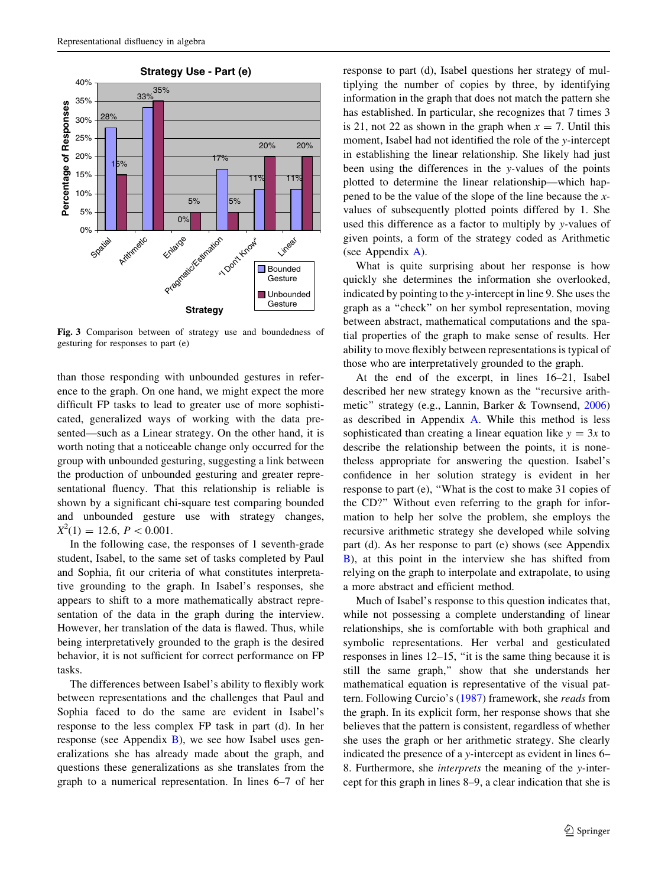Strategy Use - Part (e)

40%
35%
30%
25%
20%
15%
10%
5%
0%

Percentage of Responses

28%
15%
33%
35%
0%
5%
17%
5%
11%
20%
11%
20%

Spatial
Arithmetic
Enlarge
Pragmatic/Estimation
"I Don't Know"
Linear

Bounded Gesture
Unbounded Gesture

Strategy

**Fig. 3** Comparison between of strategy use and boundedness of gesturing for responses to part (e)

than those responding with unbounded gestures in reference to the graph. On one hand, we might expect the more difficult FP tasks to lead to greater use of more sophisticated, generalized ways of working with the data presented—such as a Linear strategy. On the other hand, it is worth noting that a noticeable change only occurred for the group with unbounded gesturing, suggesting a link between the production of unbounded gesturing and greater representational fluency. That this relationship is reliable is shown by a significant chi-square test comparing bounded and unbounded gesture use with strategy changes, $X^2(1) = 12.6$, $P < 0.001$.

In the following case, the responses of 1 seventh-grade student, Isabel, to the same set of tasks completed by Paul and Sophia, fit our criteria of what constitutes interpretative grounding to the graph. In Isabel's responses, she appears to shift to a more mathematically abstract representation of the data in the graph during the interview. However, her translation of the data is flawed. Thus, while being interpretatively grounded to the graph is the desired behavior, it is not sufficient for correct performance on FP tasks.

The differences between Isabel's ability to flexibly work between representations and the challenges that Paul and Sophia faced to do the same are evident in Isabel's response to the less complex FP task in part (d). In her response (see Appendix B), we see how Isabel uses generalizations she has already made about the graph, and questions these generalizations as she translates from the graph to a numerical representation. In lines 6–7 of her response to part (d), Isabel questions her strategy of multiplying the number of copies by three, by identifying information in the graph that does not match the pattern she has established. In particular, she recognizes that 7 times 3 is 21, not 22 as shown in the graph when $x = 7$. Until this moment, Isabel had not identified the role of the $y$-intercept in establishing the linear relationship. She likely had just been using the differences in the $y$-values of the points plotted to determine the linear relationship—which happened to be the value of the slope of the line because the $x$-values of subsequently plotted points differed by 1. She used this difference as a factor to multiply by $y$-values of given points, a form of the strategy coded as Arithmetic (see Appendix A).

What is quite surprising about her response is how quickly she determines the information she overlooked, indicated by pointing to the $y$-intercept in line 9. She uses the graph as a "check" on her symbol representation, moving between abstract, mathematical computations and the spatial properties of the graph to make sense of results. Her ability to move flexibly between representations is typical of those who are interpretatively grounded to the graph.

At the end of the excerpt, in lines 16–21, Isabel described her new strategy known as the "recursive arithmetic" strategy (e.g., Lannin, Barker & Townsend, 2006) as described in Appendix A. While this method is less sophisticated than creating a linear equation like $y = 3x$ to describe the relationship between the points, it is nonetheless appropriate for answering the question. Isabel's confidence in her solution strategy is evident in her response to part (e), "What is the cost to make 31 copies of the CD?" Without even referring to the graph for information to help her solve the problem, she employs the recursive arithmetic strategy she developed while solving part (d). As her response to part (e) shows (see Appendix B), at this point in the interview she has shifted from relying on the graph to interpolate and extrapolate, to using a more abstract and efficient method.

Much of Isabel's response to this question indicates that, while not possessing a complete understanding of linear relationships, she is comfortable with both graphical and symbolic representations. Her verbal and gesticulated responses in lines 12–15, "it is the same thing because it is still the same graph," show that she understands her mathematical equation is representative of the visual pattern. Following Curcio's (1987) framework, she *reads* from the graph. In its explicit form, her response shows that she believes that the pattern is consistent, regardless of whether she uses the graph or her arithmetic strategy. She clearly indicated the presence of a $y$-intercept as evident in lines 6–8. Furthermore, she *interprets* the meaning of the $y$-intercept for this graph in lines 8–9, a clear indication that she is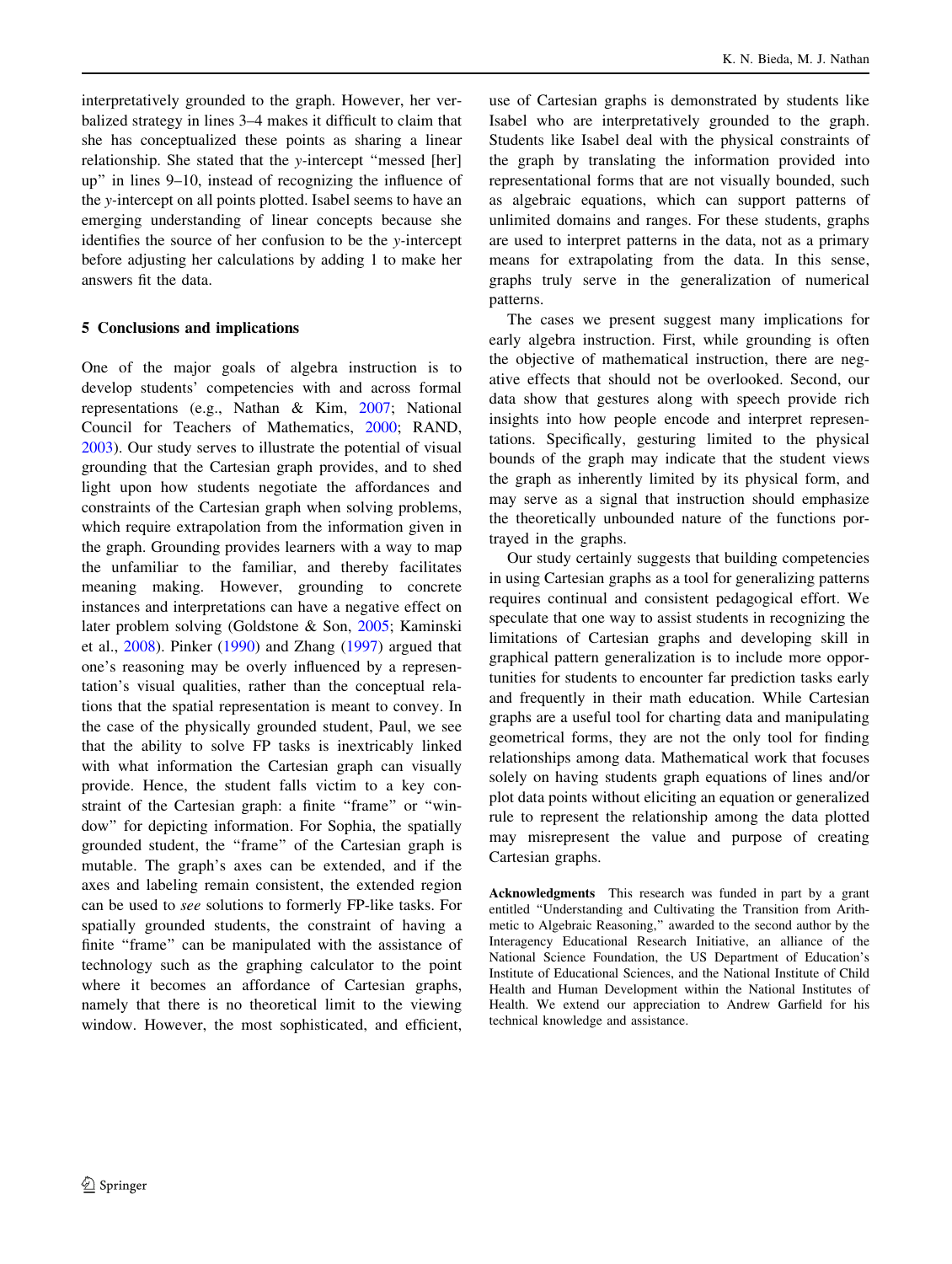interpretatively grounded to the graph. However, her verbalized strategy in lines 3–4 makes it difficult to claim that she has conceptualized these points as sharing a linear relationship. She stated that the $y$-intercept "messed [her] up" in lines 9–10, instead of recognizing the influence of the $y$-intercept on all points plotted. Isabel seems to have an emerging understanding of linear concepts because she identifies the source of her confusion to be the $y$-intercept before adjusting her calculations by adding 1 to make her answers fit the data.

## 5 Conclusions and implications

One of the major goals of algebra instruction is to develop students' competencies with and across formal representations (e.g., Nathan & Kim, 2007; National Council for Teachers of Mathematics, 2000; RAND, 2003). Our study serves to illustrate the potential of visual grounding that the Cartesian graph provides, and to shed light upon how students negotiate the affordances and constraints of the Cartesian graph when solving problems, which require extrapolation from the information given in the graph. Grounding provides learners with a way to map the unfamiliar to the familiar, and thereby facilitates meaning making. However, grounding to concrete instances and interpretations can have a negative effect on later problem solving (Goldstone & Son, 2005; Kaminski et al., 2008). Pinker (1990) and Zhang (1997) argued that one's reasoning may be overly influenced by a representation's visual qualities, rather than the conceptual relations that the spatial representation is meant to convey. In the case of the physically grounded student, Paul, we see that the ability to solve FP tasks is inextricably linked with what information the Cartesian graph can visually provide. Hence, the student falls victim to a key constraint of the Cartesian graph: a finite "frame" or "window" for depicting information. For Sophia, the spatially grounded student, the "frame" of the Cartesian graph is mutable. The graph's axes can be extended, and if the axes and labeling remain consistent, the extended region can be used to *see* solutions to formerly FP-like tasks. For spatially grounded students, the constraint of having a finite "frame" can be manipulated with the assistance of technology such as the graphing calculator to the point where it becomes an affordance of Cartesian graphs, namely that there is no theoretical limit to the viewing window. However, the most sophisticated, and efficient, use of Cartesian graphs is demonstrated by students like Isabel who are interpretatively grounded to the graph. Students like Isabel deal with the physical constraints of the graph by translating the information provided into representational forms that are not visually bounded, such as algebraic equations, which can support patterns of unlimited domains and ranges. For these students, graphs are used to interpret patterns in the data, not as a primary means for extrapolating from the data. In this sense, graphs truly serve in the generalization of numerical patterns.

The cases we present suggest many implications for early algebra instruction. First, while grounding is often the objective of mathematical instruction, there are negative effects that should not be overlooked. Second, our data show that gestures along with speech provide rich insights into how people encode and interpret representations. Specifically, gesturing limited to the physical bounds of the graph may indicate that the student views the graph as inherently limited by its physical form, and may serve as a signal that instruction should emphasize the theoretically unbounded nature of the functions portrayed in the graphs.

Our study certainly suggests that building competencies in using Cartesian graphs as a tool for generalizing patterns requires continual and consistent pedagogical effort. We speculate that one way to assist students in recognizing the limitations of Cartesian graphs and developing skill in graphical pattern generalization is to include more opportunities for students to encounter far prediction tasks early and frequently in their math education. While Cartesian graphs are a useful tool for charting data and manipulating geometrical forms, they are not the only tool for finding relationships among data. Mathematical work that focuses solely on having students graph equations of lines and/or plot data points without eliciting an equation or generalized rule to represent the relationship among the data plotted may misrepresent the value and purpose of creating Cartesian graphs.

**Acknowledgments** This research was funded in part by a grant entitled "Understanding and Cultivating the Transition from Arithmetic to Algebraic Reasoning," awarded to the second author by the Interagency Educational Research Initiative, an alliance of the National Science Foundation, the US Department of Education's Institute of Educational Sciences, and the National Institute of Child Health and Human Development within the National Institutes of Health. We extend our appreciation to Andrew Garfield for his technical knowledge and assistance.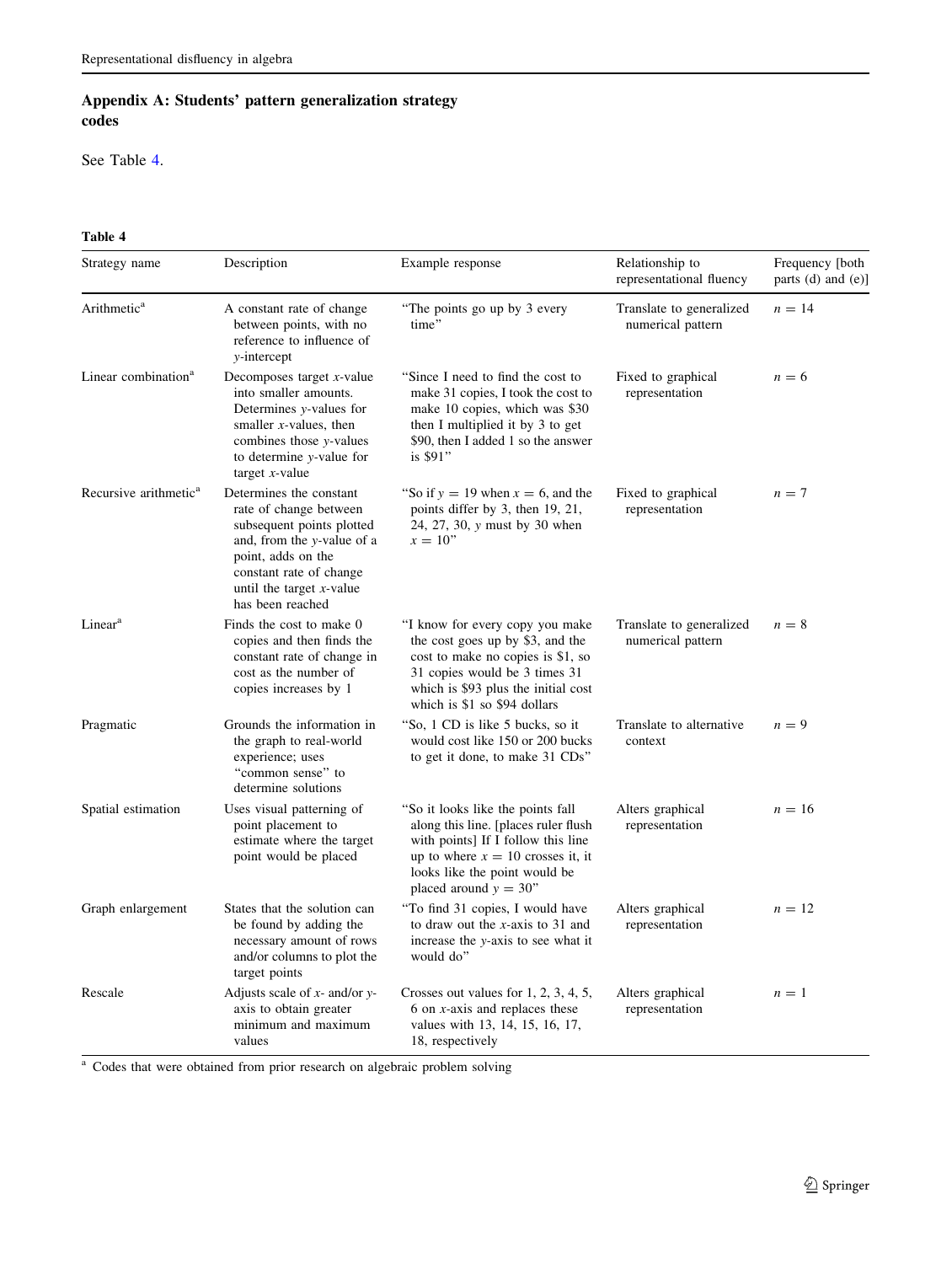## Appendix A: Students' pattern generalization strategy codes

See Table 4.

**Table 4**

| Strategy name | Description | Example response | Relationship to representational fluency | Frequency [both parts (d) and (e)] |
|---|---|---|---|---|
| Arithmetic[a] | A constant rate of change between points, with no reference to influence of $y$-intercept | "The points go up by 3 every time" | Translate to generalized numerical pattern | $n = 14$ |
| Linear combination[a] | Decomposes target $x$-value into smaller amounts. Determines $y$-values for smaller $x$-values, then combines those $y$-values to determine $y$-value for target $x$-value | "Since I need to find the cost to make 31 copies, I took the cost to make 10 copies, which was $30 then I multiplied it by 3 to get $90, then I added 1 so the answer is $91" | Fixed to graphical representation | $n = 6$ |
| Recursive arithmetic[a] | Determines the constant rate of change between subsequent points plotted and, from the $y$-value of a point, adds on the constant rate of change until the target $x$-value has been reached | "So if $y = 19$ when $x = 6$, and the points differ by 3, then 19, 21, 24, 27, 30, $y$ must by 30 when $x = 10$" | Fixed to graphical representation | $n = 7$ |
| Linear[a] | Finds the cost to make 0 copies and then finds the constant rate of change in cost as the number of copies increases by 1 | "I know for every copy you make the cost goes up by $3, and the cost to make no copies is $1, so 31 copies would be 3 times 31 which is $93 plus the initial cost which is $1 so $94 dollars | Translate to generalized numerical pattern | $n = 8$ |
| Pragmatic | Grounds the information in the graph to real-world experience; uses "common sense" to determine solutions | "So, 1 CD is like 5 bucks, so it would cost like 150 or 200 bucks to get it done, to make 31 CDs" | Translate to alternative context | $n = 9$ |
| Spatial estimation | Uses visual patterning of point placement to estimate where the target point would be placed | "So it looks like the points fall along this line. [places ruler flush with points] If I follow this line up to where $x = 10$ crosses it, it looks like the point would be placed around $y = 30$" | Alters graphical representation | $n = 16$ |
| Graph enlargement | States that the solution can be found by adding the necessary amount of rows and/or columns to plot the target points | "To find 31 copies, I would have to draw out the $x$-axis to 31 and increase the $y$-axis to see what it would do" | Alters graphical representation | $n = 12$ |
| Rescale | Adjusts scale of $x$- and/or $y$-axis to obtain greater minimum and maximum values | Crosses out values for 1, 2, 3, 4, 5, 6 on $x$-axis and replaces these values with 13, 14, 15, 16, 17, 18, respectively | Alters graphical representation | $n = 1$ |

[a] Codes that were obtained from prior research on algebraic problem solving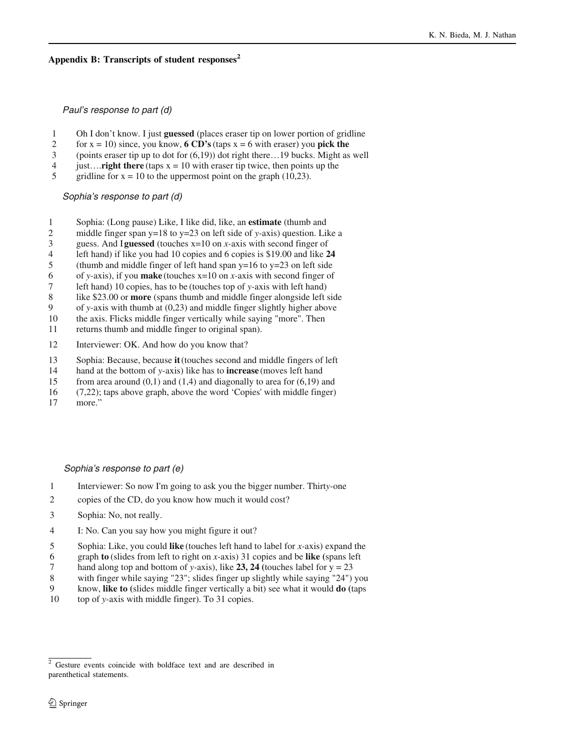## Appendix B: Transcripts of student responses[2]

*Paul's response to part (d)*

1 Oh I don't know. I just **guessed** (places eraser tip on lower portion of gridline
2 for x = 10) since, you know, **6 CD's** (taps x = 6 with eraser) you **pick the**
3 (points eraser tip up to dot for (6,19)) dot right there…19 bucks. Might as well
4 just….**right there** (taps x = 10 with eraser tip twice, then points up the
5 gridline for x = 10 to the uppermost point on the graph (10,23).

*Sophia's response to part (d)*

1 Sophia: (Long pause) Like, I like did, like, an **estimate** (thumb and
2 middle finger span y=18 to y=23 on left side of *y*-axis) question. Like a
3 guess. And I **guessed** (touches x=10 on *x*-axis with second finger of
4 left hand) if like you had 10 copies and 6 copies is $19.00 and like **24**
5 (thumb and middle finger of left hand span y=16 to y=23 on left side
6 of *y*-axis), if you **make** (touches x=10 on *x*-axis with second finger of
7 left hand) 10 copies, has to be (touches top of *y*-axis with left hand)
8 like $23.00 or **more** (spans thumb and middle finger alongside left side
9 of *y*-axis with thumb at (0,23) and middle finger slightly higher above
10 the axis. Flicks middle finger vertically while saying "more". Then
11 returns thumb and middle finger to original span).

12 Interviewer: OK. And how do you know that?

13 Sophia: Because, because **it** (touches second and middle fingers of left
14 hand at the bottom of *y*-axis) like has to **increase** (moves left hand
15 from area around (0,1) and (1,4) and diagonally to area for (6,19) and
16 (7,22); taps above graph, above the word 'Copies' with middle finger)
17 more."

*Sophia's response to part (e)*

1 Interviewer: So now I'm going to ask you the bigger number. Thirty-one
2 copies of the CD, do you know how much it would cost?

3 Sophia: No, not really.

4 I: No. Can you say how you might figure it out?

5 Sophia: Like, you could **like** (touches left hand to label for *x*-axis) expand the
6 graph **to** (slides from left to right on *x*-axis) 31 copies and be **like** (spans left
7 hand along top and bottom of *y*-axis), like **23, 24** (touches label for y = 23
8 with finger while saying "23"; slides finger up slightly while saying "24") you
9 know, **like to** (slides middle finger vertically a bit) see what it would **do** (taps
10 top of *y*-axis with middle finger). To 31 copies.

---

[2] Gesture events coincide with boldface text and are described in parenthetical statements.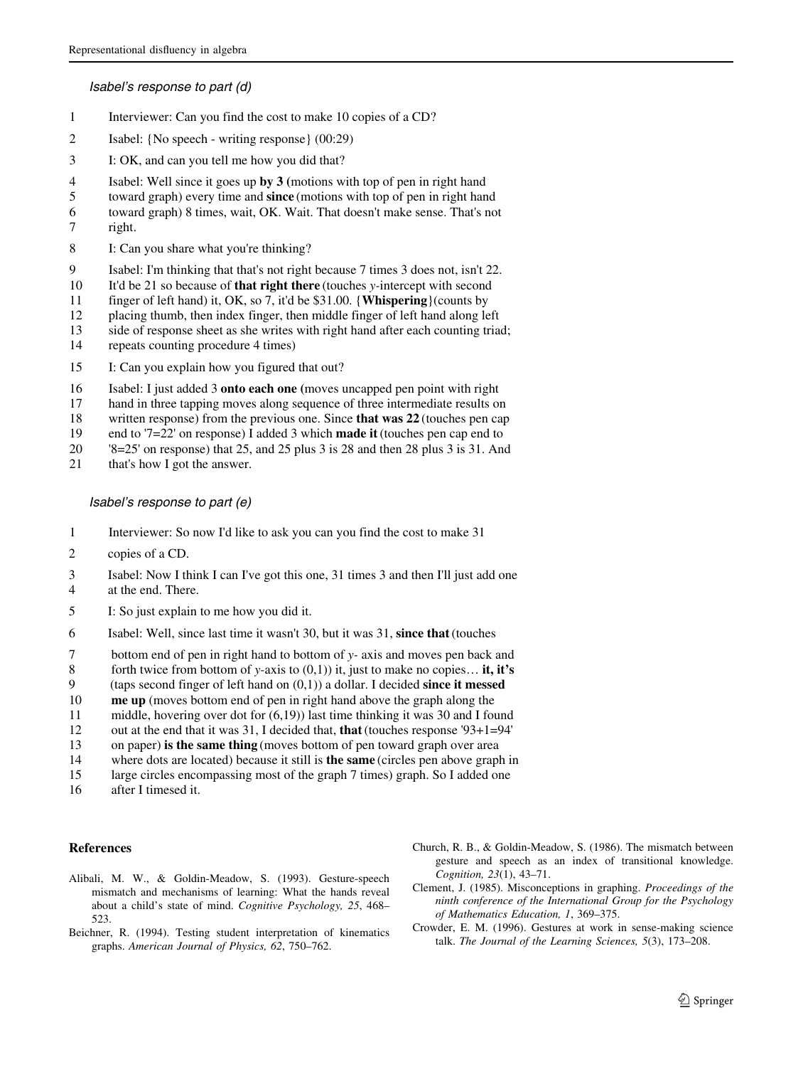*Isabel's response to part (d)*

1 Interviewer: Can you find the cost to make 10 copies of a CD?

2 Isabel: {No speech - writing response} (00:29)

3 I: OK, and can you tell me how you did that?

4 Isabel: Well since it goes up **by 3** (motions with top of pen in right hand
5 toward graph) every time and **since** (motions with top of pen in right hand
6 toward graph) 8 times, wait, OK. Wait. That doesn't make sense. That's not
7 right.

8 I: Can you share what you're thinking?

9 Isabel: I'm thinking that that's not right because 7 times 3 does not, isn't 22.
10 It'd be 21 so because of **that right there** (touches *y*-intercept with second
11 finger of left hand) it, OK, so 7, it'd be $31.00. {**Whispering**}(counts by
12 placing thumb, then index finger, then middle finger of left hand along left
13 side of response sheet as she writes with right hand after each counting triad;
14 repeats counting procedure 4 times)

15 I: Can you explain how you figured that out?

16 Isabel: I just added 3 **onto each one (**moves uncapped pen point with right
17 hand in three tapping moves along sequence of three intermediate results on
18 written response) from the previous one. Since **that was 22** (touches pen cap
19 end to '7=22' on response) I added 3 which **made it** (touches pen cap end to
20 '8=25' on response) that 25, and 25 plus 3 is 28 and then 28 plus 3 is 31. And
21 that's how I got the answer.

*Isabel's response to part (e)*

1 Interviewer: So now I'd like to ask you can you find the cost to make 31
2 copies of a CD.

3 Isabel: Now I think I can I've got this one, 31 times 3 and then I'll just add one
4 at the end. There.

5 I: So just explain to me how you did it.

6 Isabel: Well, since last time it wasn't 30, but it was 31, **since that** (touches
7 bottom end of pen in right hand to bottom of *y*- axis and moves pen back and
8 forth twice from bottom of *y*-axis to (0,1)) it, just to make no copies… **it, it's**
9 (taps second finger of left hand on (0,1)) a dollar. I decided **since it messed**
10 **me up** (moves bottom end of pen in right hand above the graph along the
11 middle, hovering over dot for (6,19)) last time thinking it was 30 and I found
12 out at the end that it was 31, I decided that, **that** (touches response '93+1=94'
13 on paper) **is the same thing** (moves bottom of pen toward graph over area
14 where dots are located) because it still is **the same** (circles pen above graph in
15 large circles encompassing most of the graph 7 times) graph. So I added one
16 after I timesed it.

## References

Alibali, M. W., & Goldin-Meadow, S. (1993). Gesture-speech mismatch and mechanisms of learning: What the hands reveal about a child's state of mind. *Cognitive Psychology, 25*, 468–523.

Beichner, R. (1994). Testing student interpretation of kinematics graphs. *American Journal of Physics, 62*, 750–762.

Church, R. B., & Goldin-Meadow, S. (1986). The mismatch between gesture and speech as an index of transitional knowledge. *Cognition, 23*(1), 43–71.

Clement, J. (1985). Misconceptions in graphing. *Proceedings of the ninth conference of the International Group for the Psychology of Mathematics Education, 1*, 369–375.

Crowder, E. M. (1996). Gestures at work in sense-making science talk. *The Journal of the Learning Sciences, 5*(3), 173–208.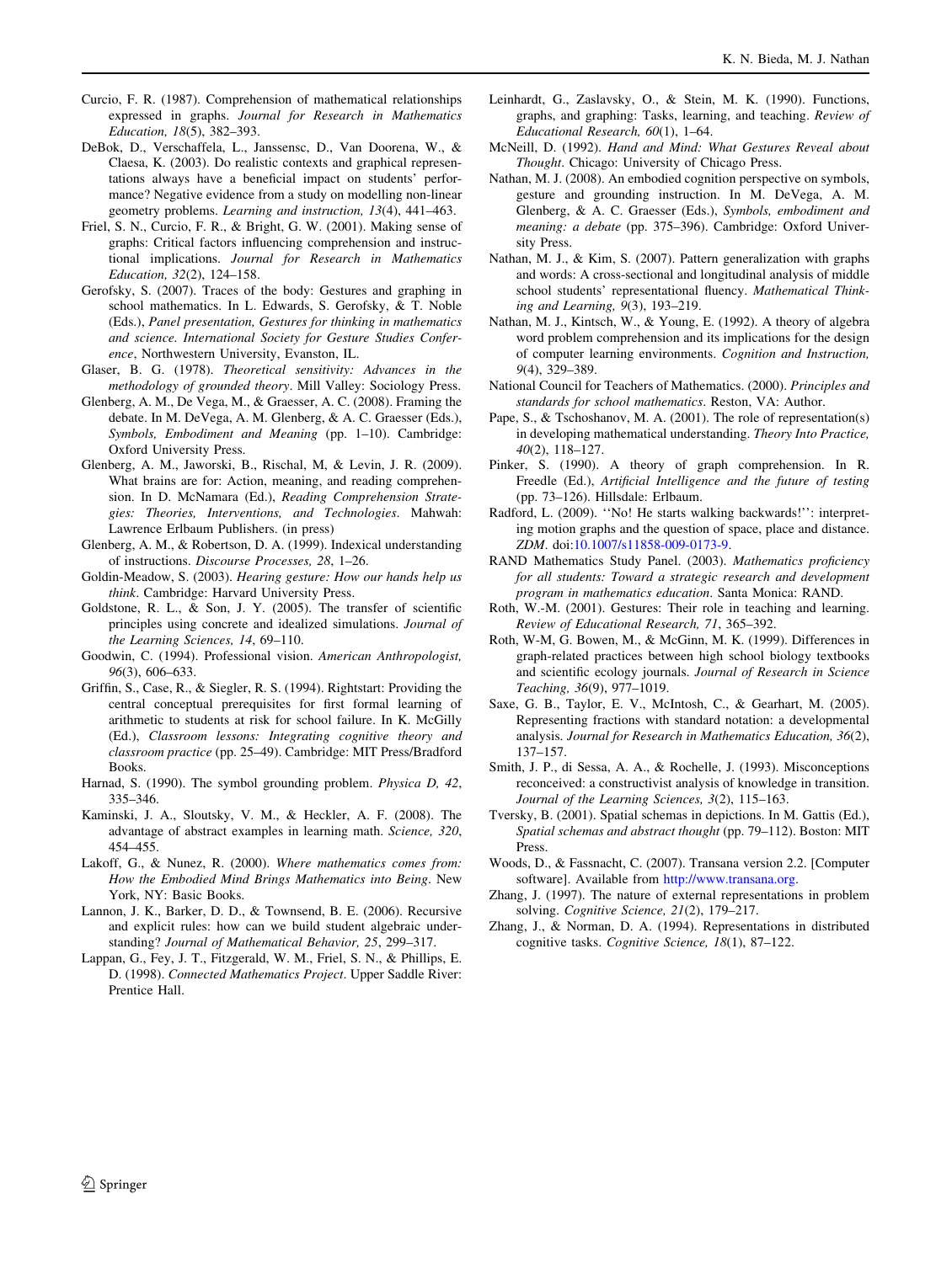Curcio, F. R. (1987). Comprehension of mathematical relationships expressed in graphs. *Journal for Research in Mathematics Education, 18*(5), 382–393.

DeBok, D., Verschaffela, L., Janssensc, D., Van Doorena, W., & Claesa, K. (2003). Do realistic contexts and graphical representations always have a beneficial impact on students' performance? Negative evidence from a study on modelling non-linear geometry problems. *Learning and instruction, 13*(4), 441–463.

Friel, S. N., Curcio, F. R., & Bright, G. W. (2001). Making sense of graphs: Critical factors influencing comprehension and instructional implications. *Journal for Research in Mathematics Education, 32*(2), 124–158.

Gerofsky, S. (2007). Traces of the body: Gestures and graphing in school mathematics. In L. Edwards, S. Gerofsky, & T. Noble (Eds.), *Panel presentation, Gestures for thinking in mathematics and science. International Society for Gesture Studies Conference*, Northwestern University, Evanston, IL.

Glaser, B. G. (1978). *Theoretical sensitivity: Advances in the methodology of grounded theory*. Mill Valley: Sociology Press.

Glenberg, A. M., De Vega, M., & Graesser, A. C. (2008). Framing the debate. In M. DeVega, A. M. Glenberg, & A. C. Graesser (Eds.), *Symbols, Embodiment and Meaning* (pp. 1–10). Cambridge: Oxford University Press.

Glenberg, A. M., Jaworski, B., Rischal, M, & Levin, J. R. (2009). What brains are for: Action, meaning, and reading comprehension. In D. McNamara (Ed.), *Reading Comprehension Strategies: Theories, Interventions, and Technologies*. Mahwah: Lawrence Erlbaum Publishers. (in press)

Glenberg, A. M., & Robertson, D. A. (1999). Indexical understanding of instructions. *Discourse Processes, 28*, 1–26.

Goldin-Meadow, S. (2003). *Hearing gesture: How our hands help us think*. Cambridge: Harvard University Press.

Goldstone, R. L., & Son, J. Y. (2005). The transfer of scientific principles using concrete and idealized simulations. *Journal of the Learning Sciences, 14*, 69–110.

Goodwin, C. (1994). Professional vision. *American Anthropologist, 96*(3), 606–633.

Griffin, S., Case, R., & Siegler, R. S. (1994). Rightstart: Providing the central conceptual prerequisites for first formal learning of arithmetic to students at risk for school failure. In K. McGilly (Ed.), *Classroom lessons: Integrating cognitive theory and classroom practice* (pp. 25–49). Cambridge: MIT Press/Bradford Books.

Harnad, S. (1990). The symbol grounding problem. *Physica D, 42*, 335–346.

Kaminski, J. A., Sloutsky, V. M., & Heckler, A. F. (2008). The advantage of abstract examples in learning math. *Science, 320*, 454–455.

Lakoff, G., & Nunez, R. (2000). *Where mathematics comes from: How the Embodied Mind Brings Mathematics into Being*. New York, NY: Basic Books.

Lannon, J. K., Barker, D. D., & Townsend, B. E. (2006). Recursive and explicit rules: how can we build student algebraic understanding? *Journal of Mathematical Behavior, 25*, 299–317.

Lappan, G., Fey, J. T., Fitzgerald, W. M., Friel, S. N., & Phillips, E. D. (1998). *Connected Mathematics Project*. Upper Saddle River: Prentice Hall.

Leinhardt, G., Zaslavsky, O., & Stein, M. K. (1990). Functions, graphs, and graphing: Tasks, learning, and teaching. *Review of Educational Research, 60*(1), 1–64.

McNeill, D. (1992). *Hand and Mind: What Gestures Reveal about Thought*. Chicago: University of Chicago Press.

Nathan, M. J. (2008). An embodied cognition perspective on symbols, gesture and grounding instruction. In M. DeVega, A. M. Glenberg, & A. C. Graesser (Eds.), *Symbols, embodiment and meaning: a debate* (pp. 375–396). Cambridge: Oxford University Press.

Nathan, M. J., & Kim, S. (2007). Pattern generalization with graphs and words: A cross-sectional and longitudinal analysis of middle school students' representational fluency. *Mathematical Thinking and Learning, 9*(3), 193–219.

Nathan, M. J., Kintsch, W., & Young, E. (1992). A theory of algebra word problem comprehension and its implications for the design of computer learning environments. *Cognition and Instruction, 9*(4), 329–389.

National Council for Teachers of Mathematics. (2000). *Principles and standards for school mathematics*. Reston, VA: Author.

Pape, S., & Tschoshanov, M. A. (2001). The role of representation(s) in developing mathematical understanding. *Theory Into Practice, 40*(2), 118–127.

Pinker, S. (1990). A theory of graph comprehension. In R. Freedle (Ed.), *Artificial Intelligence and the future of testing* (pp. 73–126). Hillsdale: Erlbaum.

Radford, L. (2009). ''No! He starts walking backwards!'': interpreting motion graphs and the question of space, place and distance. *ZDM*. doi:10.1007/s11858-009-0173-9.

RAND Mathematics Study Panel. (2003). *Mathematics proficiency for all students: Toward a strategic research and development program in mathematics education*. Santa Monica: RAND.

Roth, W.-M. (2001). Gestures: Their role in teaching and learning. *Review of Educational Research, 71*, 365–392.

Roth, W-M, G. Bowen, M., & McGinn, M. K. (1999). Differences in graph-related practices between high school biology textbooks and scientific ecology journals. *Journal of Research in Science Teaching, 36*(9), 977–1019.

Saxe, G. B., Taylor, E. V., McIntosh, C., & Gearhart, M. (2005). Representing fractions with standard notation: a developmental analysis. *Journal for Research in Mathematics Education, 36*(2), 137–157.

Smith, J. P., di Sessa, A. A., & Rochelle, J. (1993). Misconceptions reconceived: a constructivist analysis of knowledge in transition. *Journal of the Learning Sciences, 3*(2), 115–163.

Tversky, B. (2001). Spatial schemas in depictions. In M. Gattis (Ed.), *Spatial schemas and abstract thought* (pp. 79–112). Boston: MIT Press.

Woods, D., & Fassnacht, C. (2007). Transana version 2.2. [Computer software]. Available from http://www.transana.org.

Zhang, J. (1997). The nature of external representations in problem solving. *Cognitive Science, 21*(2), 179–217.

Zhang, J., & Norman, D. A. (1994). Representations in distributed cognitive tasks. *Cognitive Science, 18*(1), 87–122.